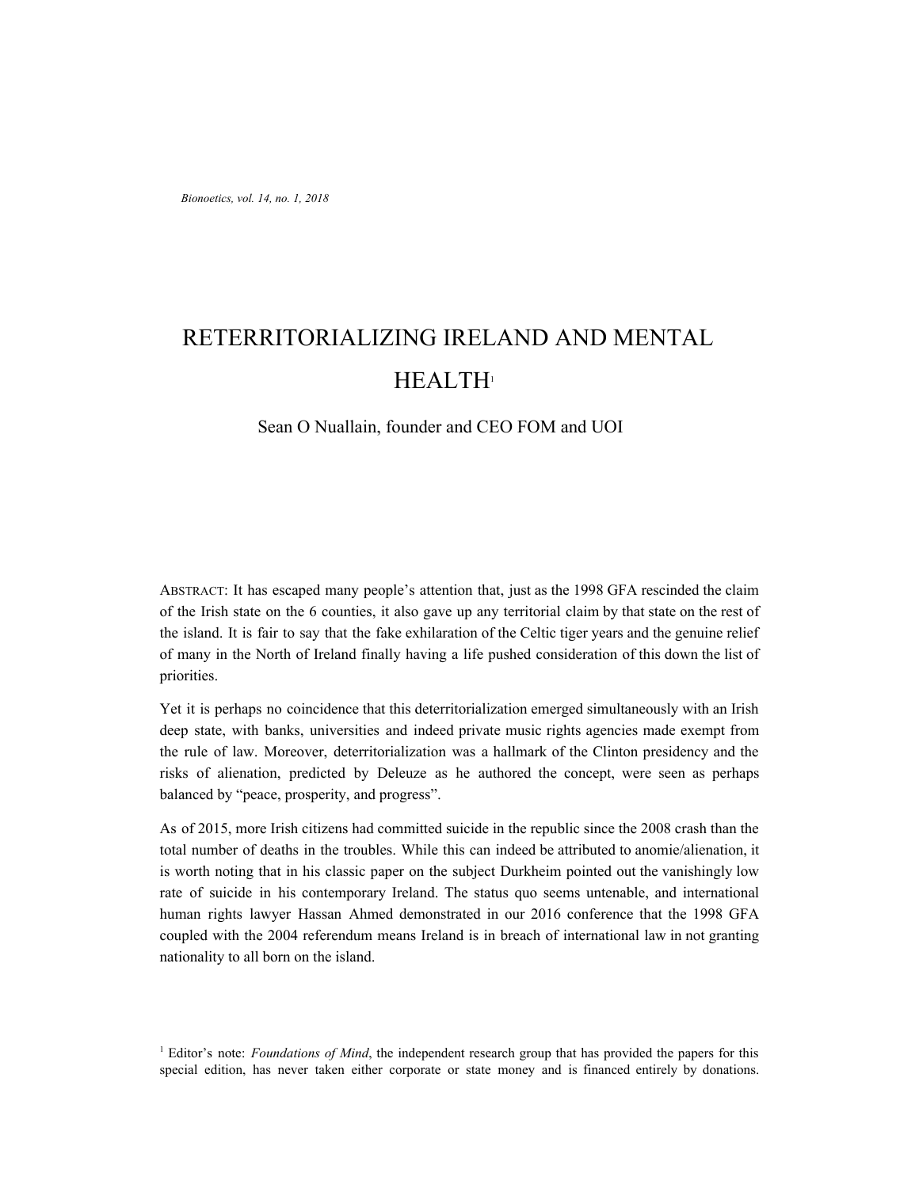# RETERRITORIALIZING IRELAND AND MENTAL HEALTH[1]

Sean O Nuallain, founder and CEO FOM and UOI

ABSTRACT: It has escaped many people's attention that, just as the 1998 GFA rescinded the claim of the Irish state on the 6 counties, it also gave up any territorial claim by that state on the rest of the island. It is fair to say that the fake exhilaration of the Celtic tiger years and the genuine relief of many in the North of Ireland finally having a life pushed consideration of this down the list of priorities.

Yet it is perhaps no coincidence that this deterritorialization emerged simultaneously with an Irish deep state, with banks, universities and indeed private music rights agencies made exempt from the rule of law. Moreover, deterritorialization was a hallmark of the Clinton presidency and the risks of alienation, predicted by Deleuze as he authored the concept, were seen as perhaps balanced by "peace, prosperity, and progress".

As of 2015, more Irish citizens had committed suicide in the republic since the 2008 crash than the total number of deaths in the troubles. While this can indeed be attributed to anomie/alienation, it is worth noting that in his classic paper on the subject Durkheim pointed out the vanishingly low rate of suicide in his contemporary Ireland. The status quo seems untenable, and international human rights lawyer Hassan Ahmed demonstrated in our 2016 conference that the 1998 GFA coupled with the 2004 referendum means Ireland is in breach of international law in not granting nationality to all born on the island.

[1] Editor's note: *Foundations of Mind*, the independent research group that has provided the papers for this special edition, has never taken either corporate or state money and is financed entirely by donations.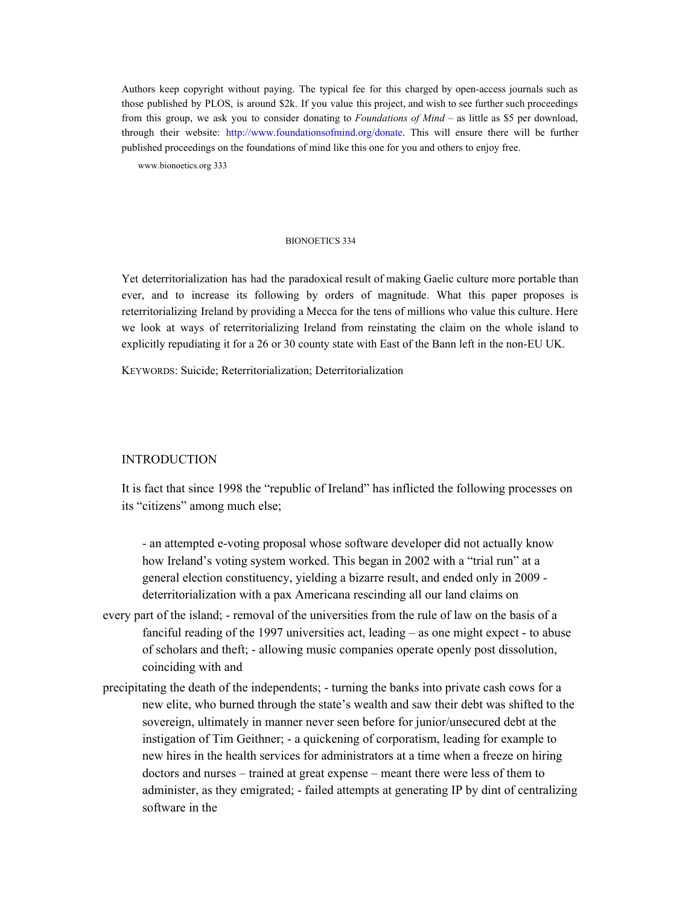Authors keep copyright without paying. The typical fee for this charged by open-access journals such as those published by PLOS, is around $2k. If you value this project, and wish to see further such proceedings from this group, we ask you to consider donating to *Foundations of Mind* – as little as $5 per download, through their website: http://www.foundationsofmind.org/donate. This will ensure there will be further published proceedings on the foundations of mind like this one for you and others to enjoy free.

Yet deterritorialization has had the paradoxical result of making Gaelic culture more portable than ever, and to increase its following by orders of magnitude. What this paper proposes is reterritorializing Ireland by providing a Mecca for the tens of millions who value this culture. Here we look at ways of reterritorializing Ireland from reinstating the claim on the whole island to explicitly repudiating it for a 26 or 30 county state with East of the Bann left in the non-EU UK.

KEYWORDS: Suicide; Reterritorialization; Deterritorialization

## INTRODUCTION

It is fact that since 1998 the "republic of Ireland" has inflicted the following processes on its "citizens" among much else;

- an attempted e-voting proposal whose software developer did not actually know how Ireland's voting system worked. This began in 2002 with a "trial run" at a general election constituency, yielding a bizarre result, and ended only in 2009 - deterritorialization with a pax Americana rescinding all our land claims on every part of the island; - removal of the universities from the rule of law on the basis of a fanciful reading of the 1997 universities act, leading – as one might expect - to abuse of scholars and theft; - allowing music companies operate openly post dissolution, coinciding with and precipitating the death of the independents; - turning the banks into private cash cows for a new elite, who burned through the state's wealth and saw their debt was shifted to the sovereign, ultimately in manner never seen before for junior/unsecured debt at the instigation of Tim Geithner; - a quickening of corporatism, leading for example to new hires in the health services for administrators at a time when a freeze on hiring doctors and nurses – trained at great expense – meant there were less of them to administer, as they emigrated; - failed attempts at generating IP by dint of centralizing software in the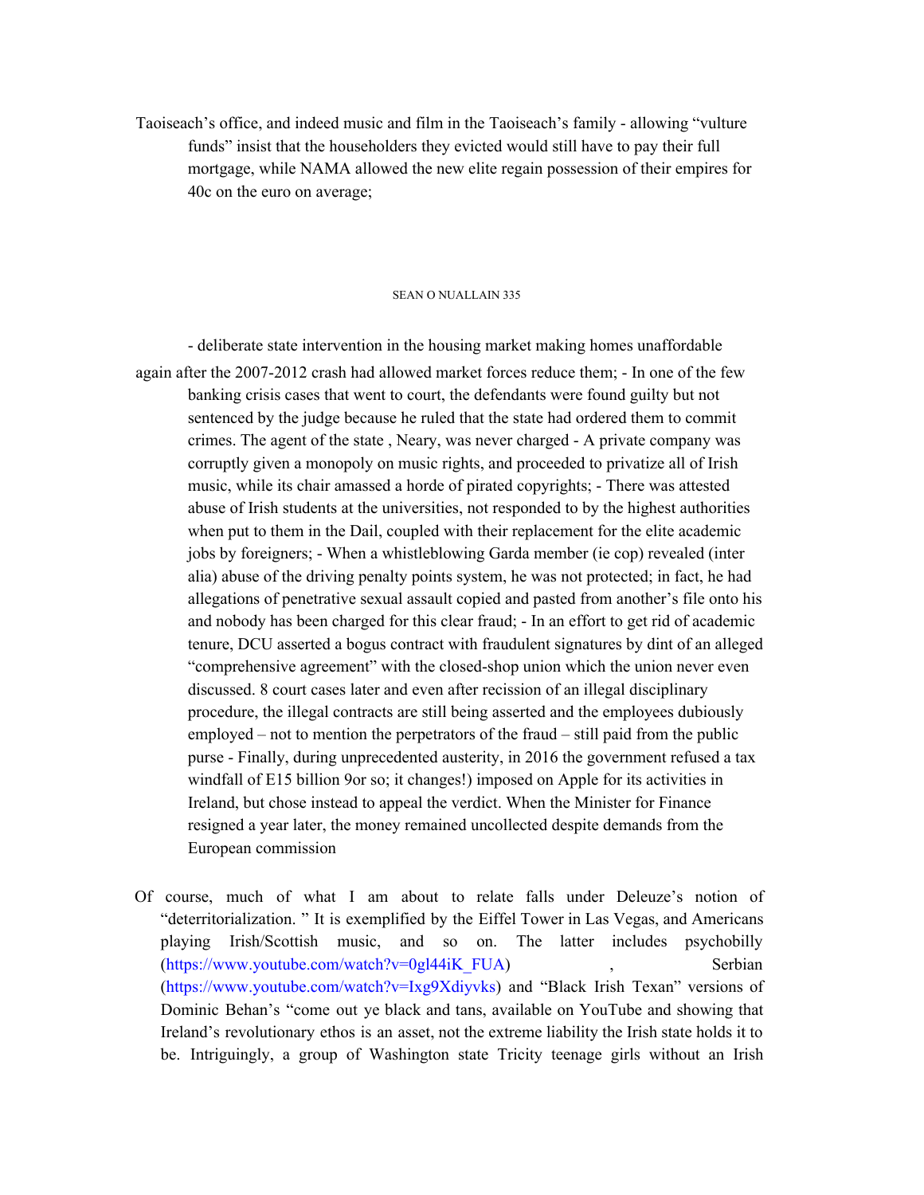Taoiseach's office, and indeed music and film in the Taoiseach's family - allowing "vulture funds" insist that the householders they evicted would still have to pay their full mortgage, while NAMA allowed the new elite regain possession of their empires for 40c on the euro on average;

- deliberate state intervention in the housing market making homes unaffordable again after the 2007-2012 crash had allowed market forces reduce them; - In one of the few banking crisis cases that went to court, the defendants were found guilty but not sentenced by the judge because he ruled that the state had ordered them to commit crimes. The agent of the state , Neary, was never charged - A private company was corruptly given a monopoly on music rights, and proceeded to privatize all of Irish music, while its chair amassed a horde of pirated copyrights; - There was attested abuse of Irish students at the universities, not responded to by the highest authorities when put to them in the Dail, coupled with their replacement for the elite academic jobs by foreigners; - When a whistleblowing Garda member (ie cop) revealed (inter alia) abuse of the driving penalty points system, he was not protected; in fact, he had allegations of penetrative sexual assault copied and pasted from another's file onto his and nobody has been charged for this clear fraud; - In an effort to get rid of academic tenure, DCU asserted a bogus contract with fraudulent signatures by dint of an alleged "comprehensive agreement" with the closed-shop union which the union never even discussed. 8 court cases later and even after recission of an illegal disciplinary procedure, the illegal contracts are still being asserted and the employees dubiously employed – not to mention the perpetrators of the fraud – still paid from the public purse - Finally, during unprecedented austerity, in 2016 the government refused a tax windfall of E15 billion 9or so; it changes!) imposed on Apple for its activities in Ireland, but chose instead to appeal the verdict. When the Minister for Finance resigned a year later, the money remained uncollected despite demands from the European commission

Of course, much of what I am about to relate falls under Deleuze's notion of "deterritorialization. " It is exemplified by the Eiffel Tower in Las Vegas, and Americans playing Irish/Scottish music, and so on. The latter includes psychobilly (https://www.youtube.com/watch?v=0gl44iK_FUA) , Serbian (https://www.youtube.com/watch?v=Ixg9Xdiyvks) and "Black Irish Texan" versions of Dominic Behan's "come out ye black and tans, available on YouTube and showing that Ireland's revolutionary ethos is an asset, not the extreme liability the Irish state holds it to be. Intriguingly, a group of Washington state Tricity teenage girls without an Irish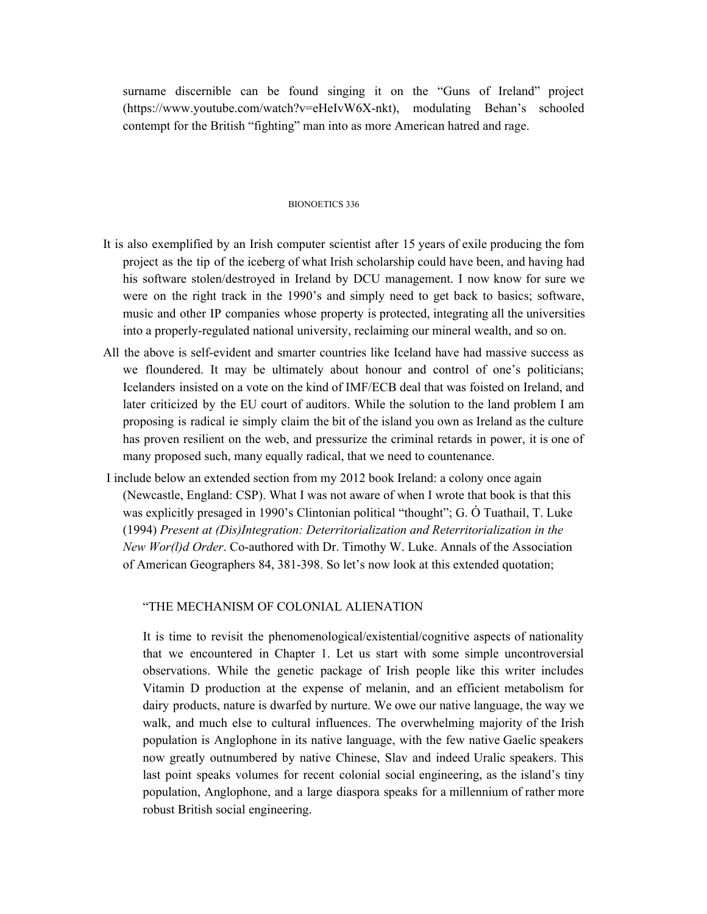surname discernible can be found singing it on the "Guns of Ireland" project (https://www.youtube.com/watch?v=eHeIvW6X-nkt), modulating Behan's schooled contempt for the British "fighting" man into as more American hatred and rage.

BIONOETICS 336

It is also exemplified by an Irish computer scientist after 15 years of exile producing the fom project as the tip of the iceberg of what Irish scholarship could have been, and having had his software stolen/destroyed in Ireland by DCU management. I now know for sure we were on the right track in the 1990's and simply need to get back to basics; software, music and other IP companies whose property is protected, integrating all the universities into a properly-regulated national university, reclaiming our mineral wealth, and so on.

All the above is self-evident and smarter countries like Iceland have had massive success as we floundered. It may be ultimately about honour and control of one's politicians; Icelanders insisted on a vote on the kind of IMF/ECB deal that was foisted on Ireland, and later criticized by the EU court of auditors. While the solution to the land problem I am proposing is radical ie simply claim the bit of the island you own as Ireland as the culture has proven resilient on the web, and pressurize the criminal retards in power, it is one of many proposed such, many equally radical, that we need to countenance.

I include below an extended section from my 2012 book Ireland: a colony once again (Newcastle, England: CSP). What I was not aware of when I wrote that book is that this was explicitly presaged in 1990's Clintonian political "thought"; G. Ó Tuathail, T. Luke (1994) *Present at (Dis)Integration: Deterritorialization and Reterritorialization in the New Wor(l)d Order*. Co-authored with Dr. Timothy W. Luke. Annals of the Association of American Geographers 84, 381-398. So let's now look at this extended quotation;

> "THE MECHANISM OF COLONIAL ALIENATION
>
> It is time to revisit the phenomenological/existential/cognitive aspects of nationality that we encountered in Chapter 1. Let us start with some simple uncontroversial observations. While the genetic package of Irish people like this writer includes Vitamin D production at the expense of melanin, and an efficient metabolism for dairy products, nature is dwarfed by nurture. We owe our native language, the way we walk, and much else to cultural influences. The overwhelming majority of the Irish population is Anglophone in its native language, with the few native Gaelic speakers now greatly outnumbered by native Chinese, Slav and indeed Uralic speakers. This last point speaks volumes for recent colonial social engineering, as the island's tiny population, Anglophone, and a large diaspora speaks for a millennium of rather more robust British social engineering.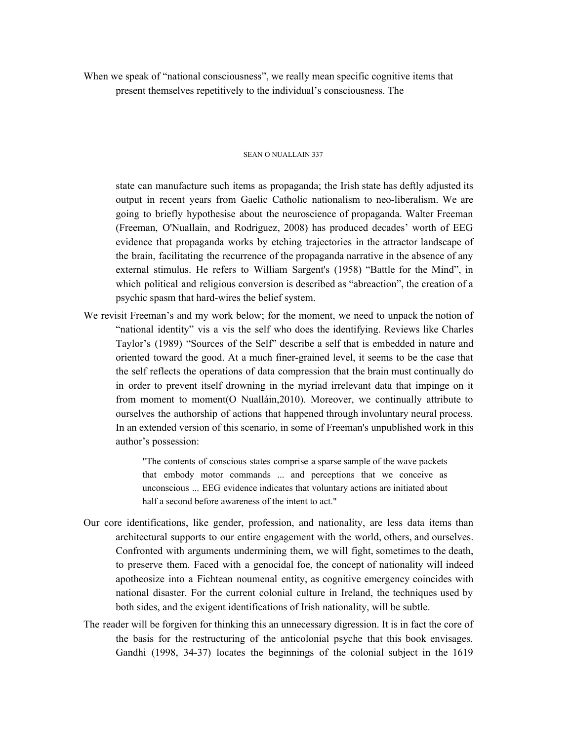When we speak of "national consciousness", we really mean specific cognitive items that present themselves repetitively to the individual's consciousness. The state can manufacture such items as propaganda; the Irish state has deftly adjusted its output in recent years from Gaelic Catholic nationalism to neo-liberalism. We are going to briefly hypothesise about the neuroscience of propaganda. Walter Freeman (Freeman, O'Nuallain, and Rodriguez, 2008) has produced decades' worth of EEG evidence that propaganda works by etching trajectories in the attractor landscape of the brain, facilitating the recurrence of the propaganda narrative in the absence of any external stimulus. He refers to William Sargent's (1958) "Battle for the Mind", in which political and religious conversion is described as "abreaction", the creation of a psychic spasm that hard-wires the belief system.

We revisit Freeman's and my work below; for the moment, we need to unpack the notion of "national identity" vis a vis the self who does the identifying. Reviews like Charles Taylor's (1989) "Sources of the Self" describe a self that is embedded in nature and oriented toward the good. At a much finer-grained level, it seems to be the case that the self reflects the operations of data compression that the brain must continually do in order to prevent itself drowning in the myriad irrelevant data that impinge on it from moment to moment(O Nualláin,2010). Moreover, we continually attribute to ourselves the authorship of actions that happened through involuntary neural process. In an extended version of this scenario, in some of Freeman's unpublished work in this author's possession:

> "The contents of conscious states comprise a sparse sample of the wave packets that embody motor commands ... and perceptions that we conceive as unconscious ... EEG evidence indicates that voluntary actions are initiated about half a second before awareness of the intent to act."

Our core identifications, like gender, profession, and nationality, are less data items than architectural supports to our entire engagement with the world, others, and ourselves. Confronted with arguments undermining them, we will fight, sometimes to the death, to preserve them. Faced with a genocidal foe, the concept of nationality will indeed apotheosize into a Fichtean noumenal entity, as cognitive emergency coincides with national disaster. For the current colonial culture in Ireland, the techniques used by both sides, and the exigent identifications of Irish nationality, will be subtle.

The reader will be forgiven for thinking this an unnecessary digression. It is in fact the core of the basis for the restructuring of the anticolonial psyche that this book envisages. Gandhi (1998, 34-37) locates the beginnings of the colonial subject in the 1619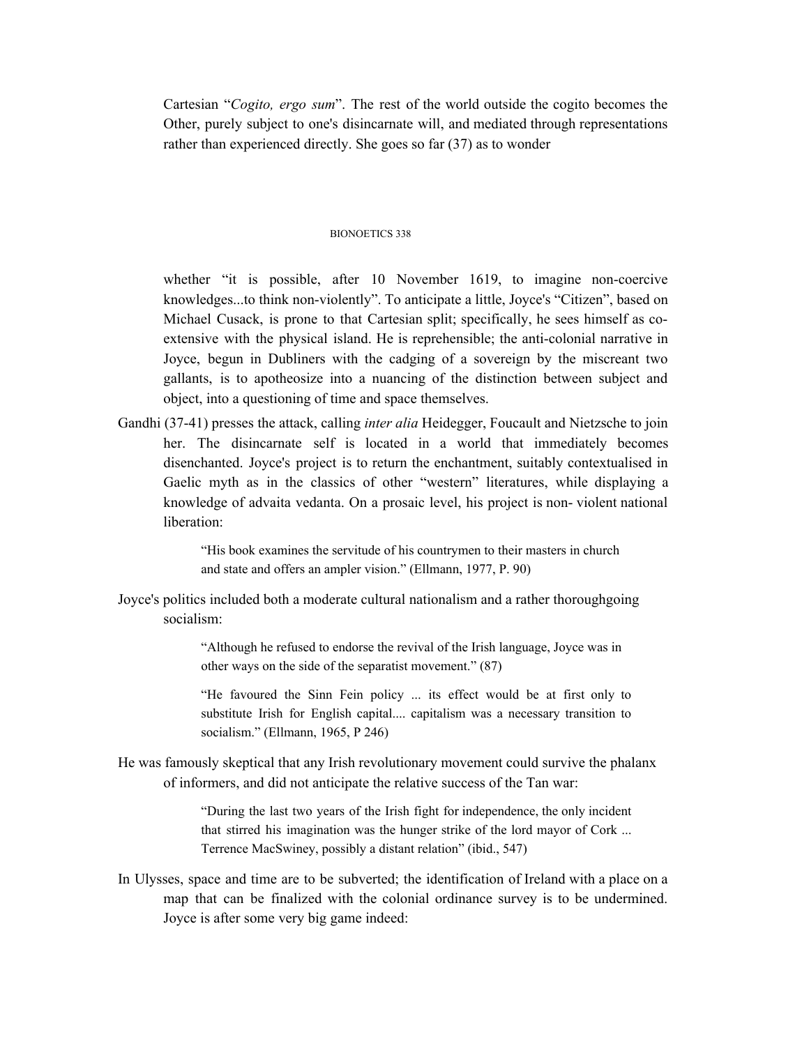Cartesian "*Cogito, ergo sum*". The rest of the world outside the cogito becomes the Other, purely subject to one's disincarnate will, and mediated through representations rather than experienced directly. She goes so far (37) as to wonder

whether "it is possible, after 10 November 1619, to imagine non-coercive knowledges...to think non-violently". To anticipate a little, Joyce's "Citizen", based on Michael Cusack, is prone to that Cartesian split; specifically, he sees himself as co-extensive with the physical island. He is reprehensible; the anti-colonial narrative in Joyce, begun in Dubliners with the cadging of a sovereign by the miscreant two gallants, is to apotheosize into a nuancing of the distinction between subject and object, into a questioning of time and space themselves.

Gandhi (37-41) presses the attack, calling *inter alia* Heidegger, Foucault and Nietzsche to join her. The disincarnate self is located in a world that immediately becomes disenchanted. Joyce's project is to return the enchantment, suitably contextualised in Gaelic myth as in the classics of other "western" literatures, while displaying a knowledge of advaita vedanta. On a prosaic level, his project is non- violent national liberation:

> "His book examines the servitude of his countrymen to their masters in church and state and offers an ampler vision." (Ellmann, 1977, P. 90)

Joyce's politics included both a moderate cultural nationalism and a rather thoroughgoing socialism:

> "Although he refused to endorse the revival of the Irish language, Joyce was in other ways on the side of the separatist movement." (87)

> "He favoured the Sinn Fein policy ... its effect would be at first only to substitute Irish for English capital.... capitalism was a necessary transition to socialism." (Ellmann, 1965, P 246)

He was famously skeptical that any Irish revolutionary movement could survive the phalanx of informers, and did not anticipate the relative success of the Tan war:

> "During the last two years of the Irish fight for independence, the only incident that stirred his imagination was the hunger strike of the lord mayor of Cork ... Terrence MacSwiney, possibly a distant relation" (ibid., 547)

In Ulysses, space and time are to be subverted; the identification of Ireland with a place on a map that can be finalized with the colonial ordinance survey is to be undermined. Joyce is after some very big game indeed: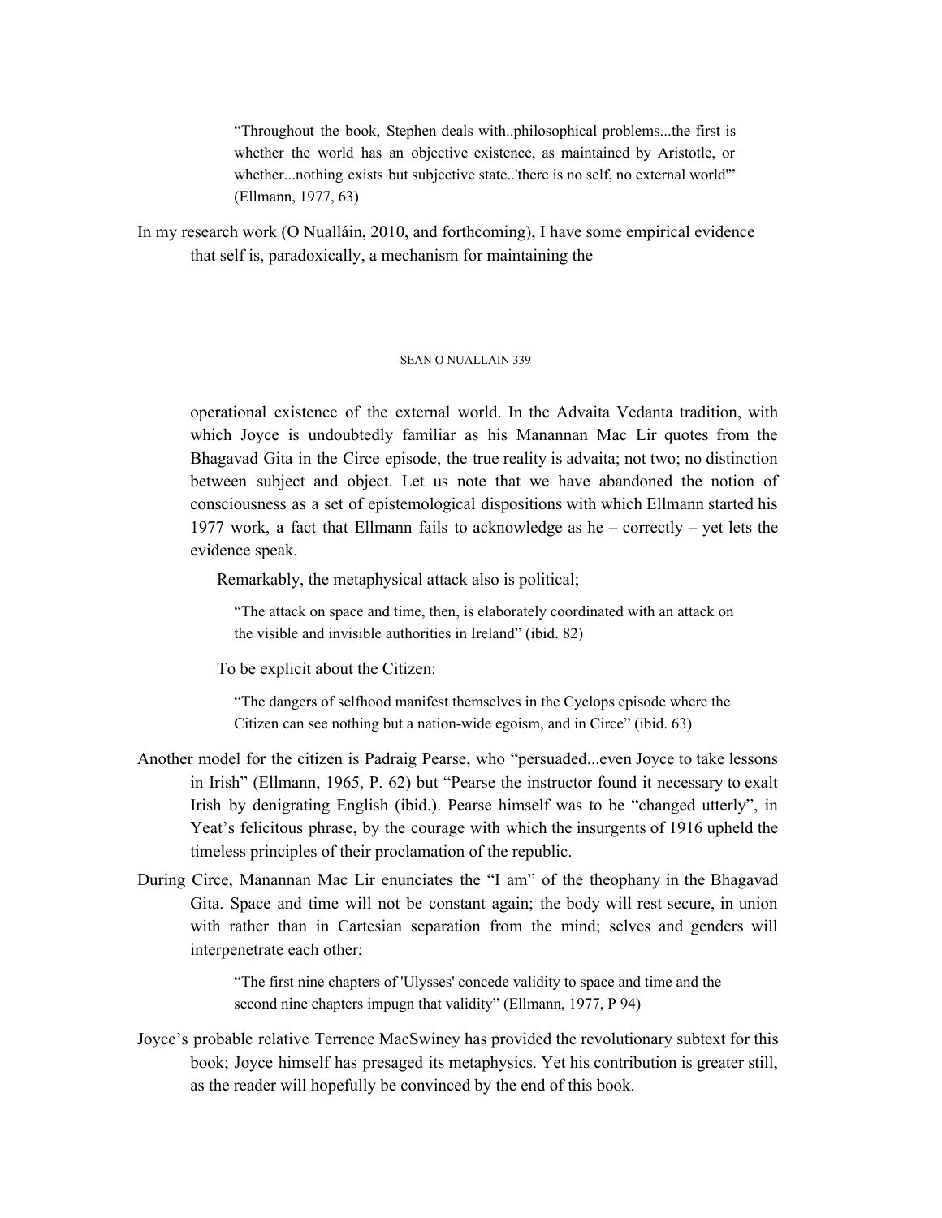> "Throughout the book, Stephen deals with..philosophical problems...the first is whether the world has an objective existence, as maintained by Aristotle, or whether...nothing exists but subjective state..'there is no self, no external world'" (Ellmann, 1977, 63)

In my research work (O Nualláin, 2010, and forthcoming), I have some empirical evidence that self is, paradoxically, a mechanism for maintaining the operational existence of the external world. In the Advaita Vedanta tradition, with which Joyce is undoubtedly familiar as his Manannan Mac Lir quotes from the Bhagavad Gita in the Circe episode, the true reality is advaita; not two; no distinction between subject and object. Let us note that we have abandoned the notion of consciousness as a set of epistemological dispositions with which Ellmann started his 1977 work, a fact that Ellmann fails to acknowledge as he – correctly – yet lets the evidence speak.

Remarkably, the metaphysical attack also is political;

> "The attack on space and time, then, is elaborately coordinated with an attack on the visible and invisible authorities in Ireland" (ibid. 82)

To be explicit about the Citizen:

> "The dangers of selfhood manifest themselves in the Cyclops episode where the Citizen can see nothing but a nation-wide egoism, and in Circe" (ibid. 63)

Another model for the citizen is Padraig Pearse, who "persuaded...even Joyce to take lessons in Irish" (Ellmann, 1965, P. 62) but "Pearse the instructor found it necessary to exalt Irish by denigrating English (ibid.). Pearse himself was to be "changed utterly", in Yeat's felicitous phrase, by the courage with which the insurgents of 1916 upheld the timeless principles of their proclamation of the republic.

During Circe, Manannan Mac Lir enunciates the "I am" of the theophany in the Bhagavad Gita. Space and time will not be constant again; the body will rest secure, in union with rather than in Cartesian separation from the mind; selves and genders will interpenetrate each other;

> "The first nine chapters of 'Ulysses' concede validity to space and time and the second nine chapters impugn that validity" (Ellmann, 1977, P 94)

Joyce's probable relative Terrence MacSwiney has provided the revolutionary subtext for this book; Joyce himself has presaged its metaphysics. Yet his contribution is greater still, as the reader will hopefully be convinced by the end of this book.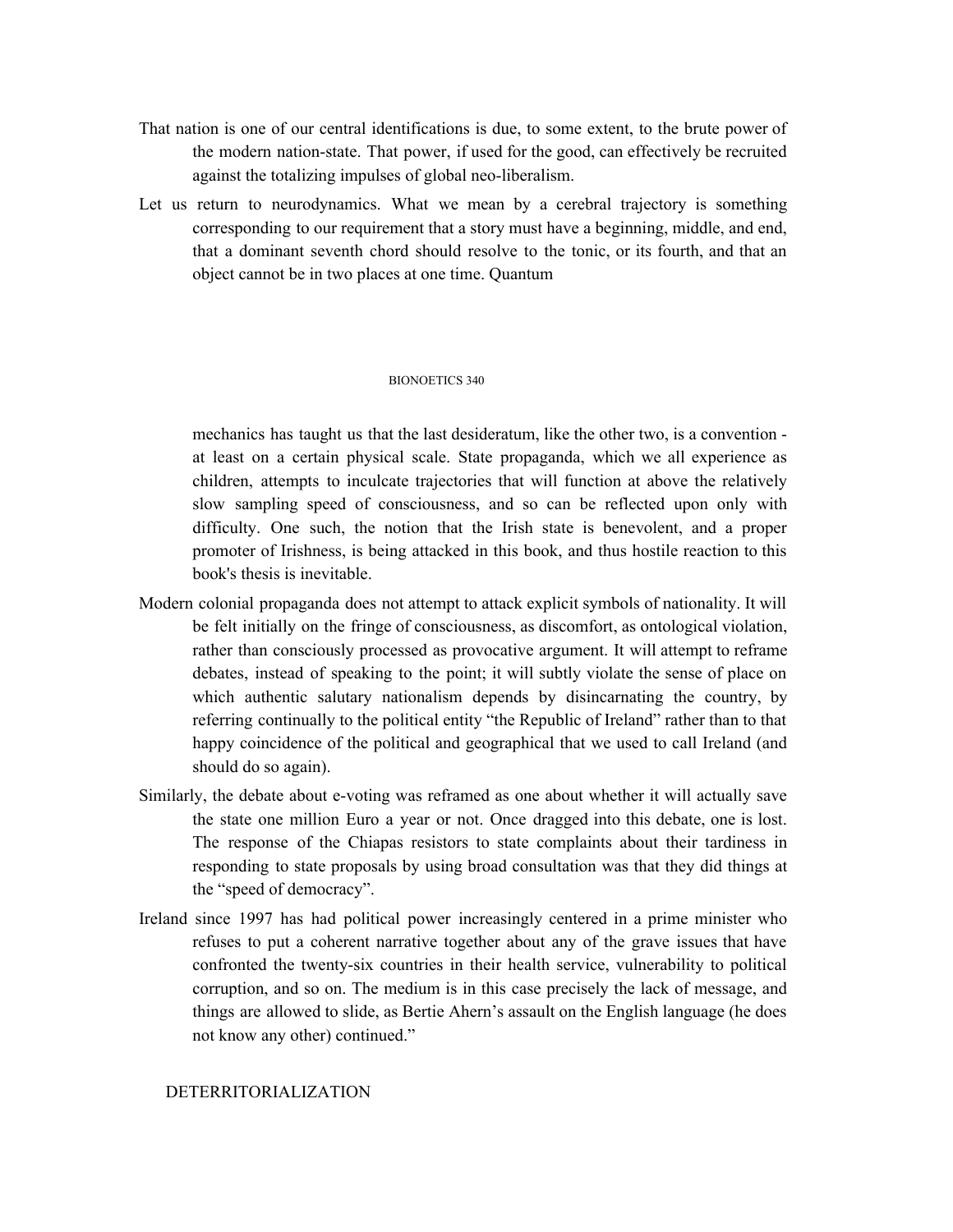That nation is one of our central identifications is due, to some extent, to the brute power of the modern nation-state. That power, if used for the good, can effectively be recruited against the totalizing impulses of global neo-liberalism.

Let us return to neurodynamics. What we mean by a cerebral trajectory is something corresponding to our requirement that a story must have a beginning, middle, and end, that a dominant seventh chord should resolve to the tonic, or its fourth, and that an object cannot be in two places at one time. Quantum mechanics has taught us that the last desideratum, like the other two, is a convention - at least on a certain physical scale. State propaganda, which we all experience as children, attempts to inculcate trajectories that will function at above the relatively slow sampling speed of consciousness, and so can be reflected upon only with difficulty. One such, the notion that the Irish state is benevolent, and a proper promoter of Irishness, is being attacked in this book, and thus hostile reaction to this book's thesis is inevitable.

Modern colonial propaganda does not attempt to attack explicit symbols of nationality. It will be felt initially on the fringe of consciousness, as discomfort, as ontological violation, rather than consciously processed as provocative argument. It will attempt to reframe debates, instead of speaking to the point; it will subtly violate the sense of place on which authentic salutary nationalism depends by disincarnating the country, by referring continually to the political entity "the Republic of Ireland" rather than to that happy coincidence of the political and geographical that we used to call Ireland (and should do so again).

Similarly, the debate about e-voting was reframed as one about whether it will actually save the state one million Euro a year or not. Once dragged into this debate, one is lost. The response of the Chiapas resistors to state complaints about their tardiness in responding to state proposals by using broad consultation was that they did things at the "speed of democracy".

Ireland since 1997 has had political power increasingly centered in a prime minister who refuses to put a coherent narrative together about any of the grave issues that have confronted the twenty-six countries in their health service, vulnerability to political corruption, and so on. The medium is in this case precisely the lack of message, and things are allowed to slide, as Bertie Ahern's assault on the English language (he does not know any other) continued."

## DETERRITORIALIZATION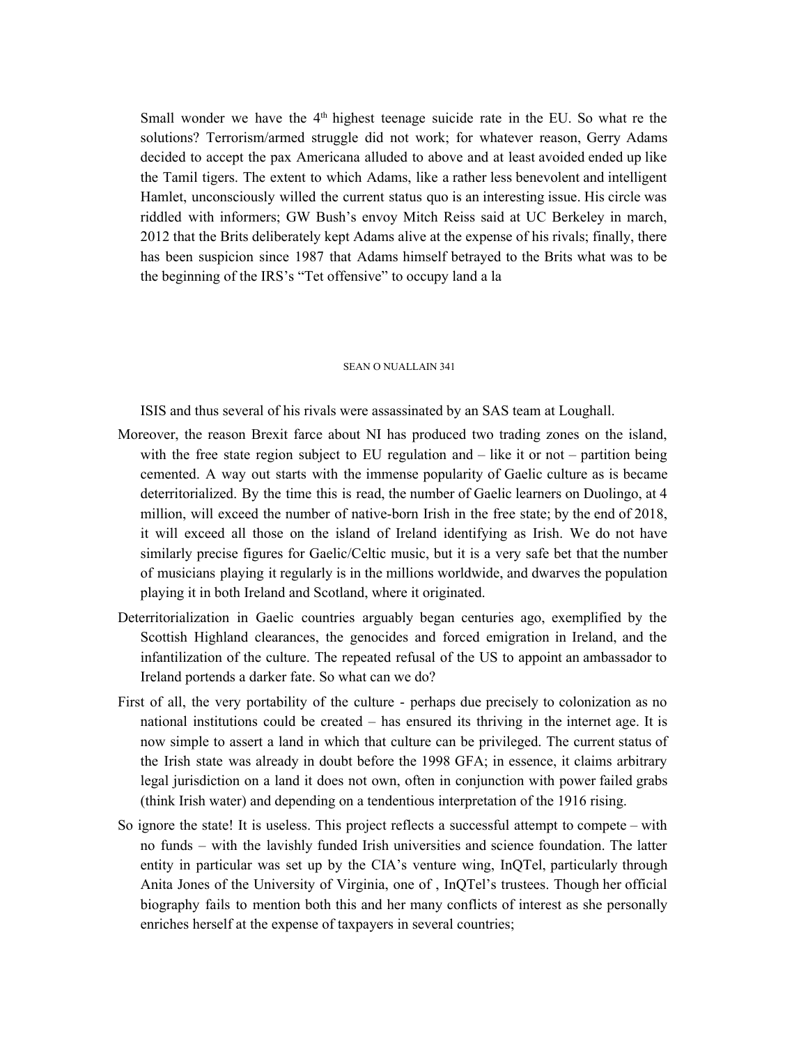Small wonder we have the 4[th] highest teenage suicide rate in the EU. So what re the solutions? Terrorism/armed struggle did not work; for whatever reason, Gerry Adams decided to accept the pax Americana alluded to above and at least avoided ended up like the Tamil tigers. The extent to which Adams, like a rather less benevolent and intelligent Hamlet, unconsciously willed the current status quo is an interesting issue. His circle was riddled with informers; GW Bush's envoy Mitch Reiss said at UC Berkeley in march, 2012 that the Brits deliberately kept Adams alive at the expense of his rivals; finally, there has been suspicion since 1987 that Adams himself betrayed to the Brits what was to be the beginning of the IRS's "Tet offensive" to occupy land a la ISIS and thus several of his rivals were assassinated by an SAS team at Loughall.

Moreover, the reason Brexit farce about NI has produced two trading zones on the island, with the free state region subject to EU regulation and – like it or not – partition being cemented. A way out starts with the immense popularity of Gaelic culture as is became deterritorialized. By the time this is read, the number of Gaelic learners on Duolingo, at 4 million, will exceed the number of native-born Irish in the free state; by the end of 2018, it will exceed all those on the island of Ireland identifying as Irish. We do not have similarly precise figures for Gaelic/Celtic music, but it is a very safe bet that the number of musicians playing it regularly is in the millions worldwide, and dwarves the population playing it in both Ireland and Scotland, where it originated.

Deterritorialization in Gaelic countries arguably began centuries ago, exemplified by the Scottish Highland clearances, the genocides and forced emigration in Ireland, and the infantilization of the culture. The repeated refusal of the US to appoint an ambassador to Ireland portends a darker fate. So what can we do?

First of all, the very portability of the culture - perhaps due precisely to colonization as no national institutions could be created – has ensured its thriving in the internet age. It is now simple to assert a land in which that culture can be privileged. The current status of the Irish state was already in doubt before the 1998 GFA; in essence, it claims arbitrary legal jurisdiction on a land it does not own, often in conjunction with power failed grabs (think Irish water) and depending on a tendentious interpretation of the 1916 rising.

So ignore the state! It is useless. This project reflects a successful attempt to compete – with no funds – with the lavishly funded Irish universities and science foundation. The latter entity in particular was set up by the CIA's venture wing, InQTel, particularly through Anita Jones of the University of Virginia, one of , InQTel's trustees. Though her official biography fails to mention both this and her many conflicts of interest as she personally enriches herself at the expense of taxpayers in several countries;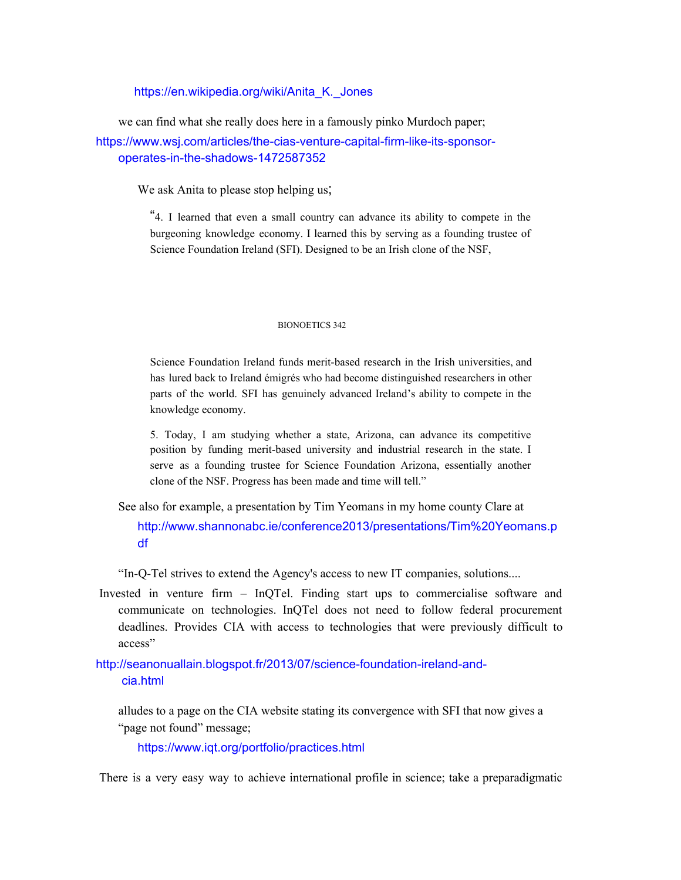https://en.wikipedia.org/wiki/Anita_K._Jones

we can find what she really does here in a famously pinko Murdoch paper;

https://www.wsj.com/articles/the-cias-venture-capital-firm-like-its-sponsor-operates-in-the-shadows-1472587352

We ask Anita to please stop helping us;

> "4. I learned that even a small country can advance its ability to compete in the burgeoning knowledge economy. I learned this by serving as a founding trustee of Science Foundation Ireland (SFI). Designed to be an Irish clone of the NSF, Science Foundation Ireland funds merit-based research in the Irish universities, and has lured back to Ireland émigrés who had become distinguished researchers in other parts of the world. SFI has genuinely advanced Ireland's ability to compete in the knowledge economy.
>
> 5. Today, I am studying whether a state, Arizona, can advance its competitive position by funding merit-based university and industrial research in the state. I serve as a founding trustee for Science Foundation Arizona, essentially another clone of the NSF. Progress has been made and time will tell."

See also for example, a presentation by Tim Yeomans in my home county Clare at

http://www.shannonabc.ie/conference2013/presentations/Tim%20Yeomans.pdf

"In-Q-Tel strives to extend the Agency's access to new IT companies, solutions....

Invested in venture firm – InQTel. Finding start ups to commercialise software and communicate on technologies. InQTel does not need to follow federal procurement deadlines. Provides CIA with access to technologies that were previously difficult to access"

http://seanonuallain.blogspot.fr/2013/07/science-foundation-ireland-and-cia.html

alludes to a page on the CIA website stating its convergence with SFI that now gives a "page not found" message;

https://www.iqt.org/portfolio/practices.html

There is a very easy way to achieve international profile in science; take a preparadigmatic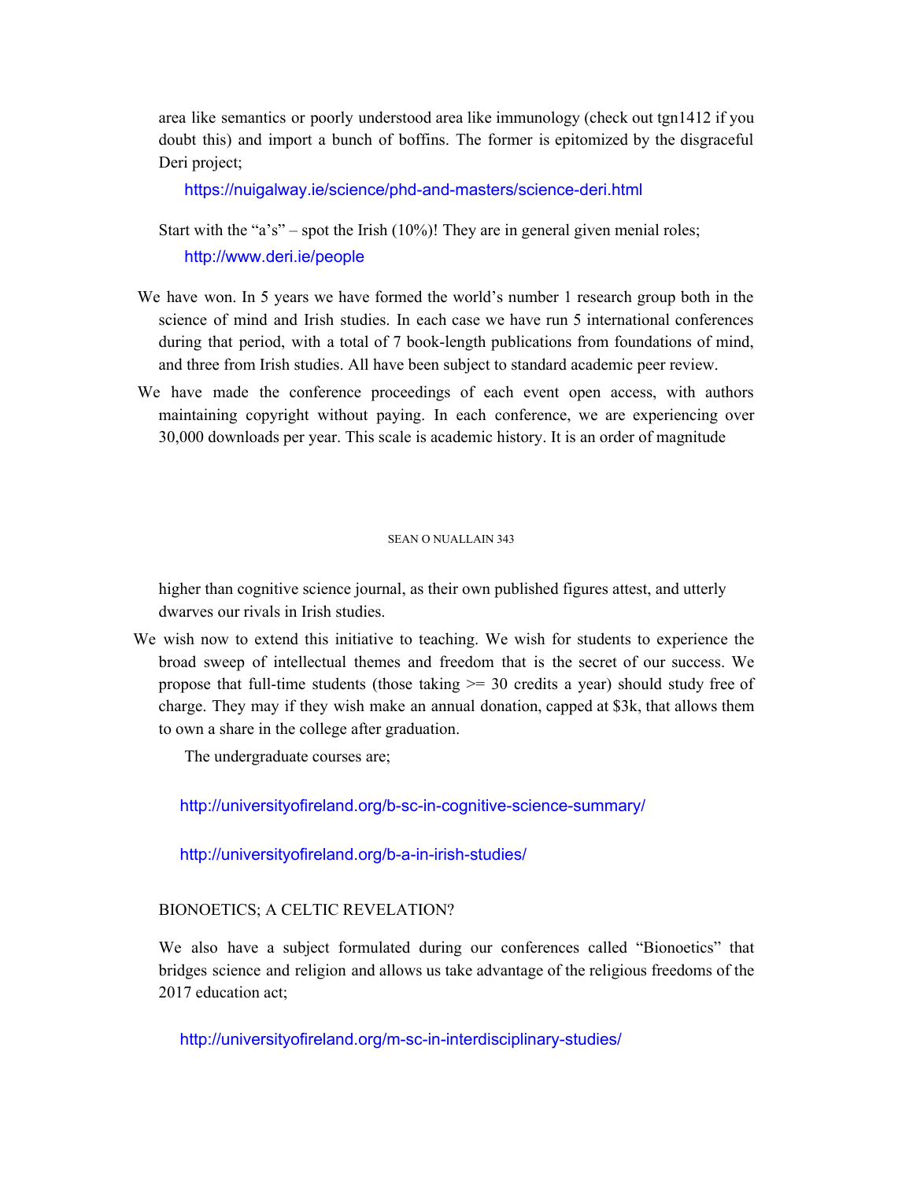area like semantics or poorly understood area like immunology (check out tgn1412 if you doubt this) and import a bunch of boffins. The former is epitomized by the disgraceful Deri project;

https://nuigalway.ie/science/phd-and-masters/science-deri.html

Start with the "a's" – spot the Irish (10%)! They are in general given menial roles;

http://www.deri.ie/people

We have won. In 5 years we have formed the world's number 1 research group both in the science of mind and Irish studies. In each case we have run 5 international conferences during that period, with a total of 7 book-length publications from foundations of mind, and three from Irish studies. All have been subject to standard academic peer review.

We have made the conference proceedings of each event open access, with authors maintaining copyright without paying. In each conference, we are experiencing over 30,000 downloads per year. This scale is academic history. It is an order of magnitude higher than cognitive science journal, as their own published figures attest, and utterly dwarves our rivals in Irish studies.

We wish now to extend this initiative to teaching. We wish for students to experience the broad sweep of intellectual themes and freedom that is the secret of our success. We propose that full-time students (those taking >= 30 credits a year) should study free of charge. They may if they wish make an annual donation, capped at $3k, that allows them to own a share in the college after graduation.

The undergraduate courses are;

http://universityofireland.org/b-sc-in-cognitive-science-summary/

http://universityofireland.org/b-a-in-irish-studies/

BIONOETICS; A CELTIC REVELATION?

We also have a subject formulated during our conferences called "Bionoetics" that bridges science and religion and allows us take advantage of the religious freedoms of the 2017 education act;

http://universityofireland.org/m-sc-in-interdisciplinary-studies/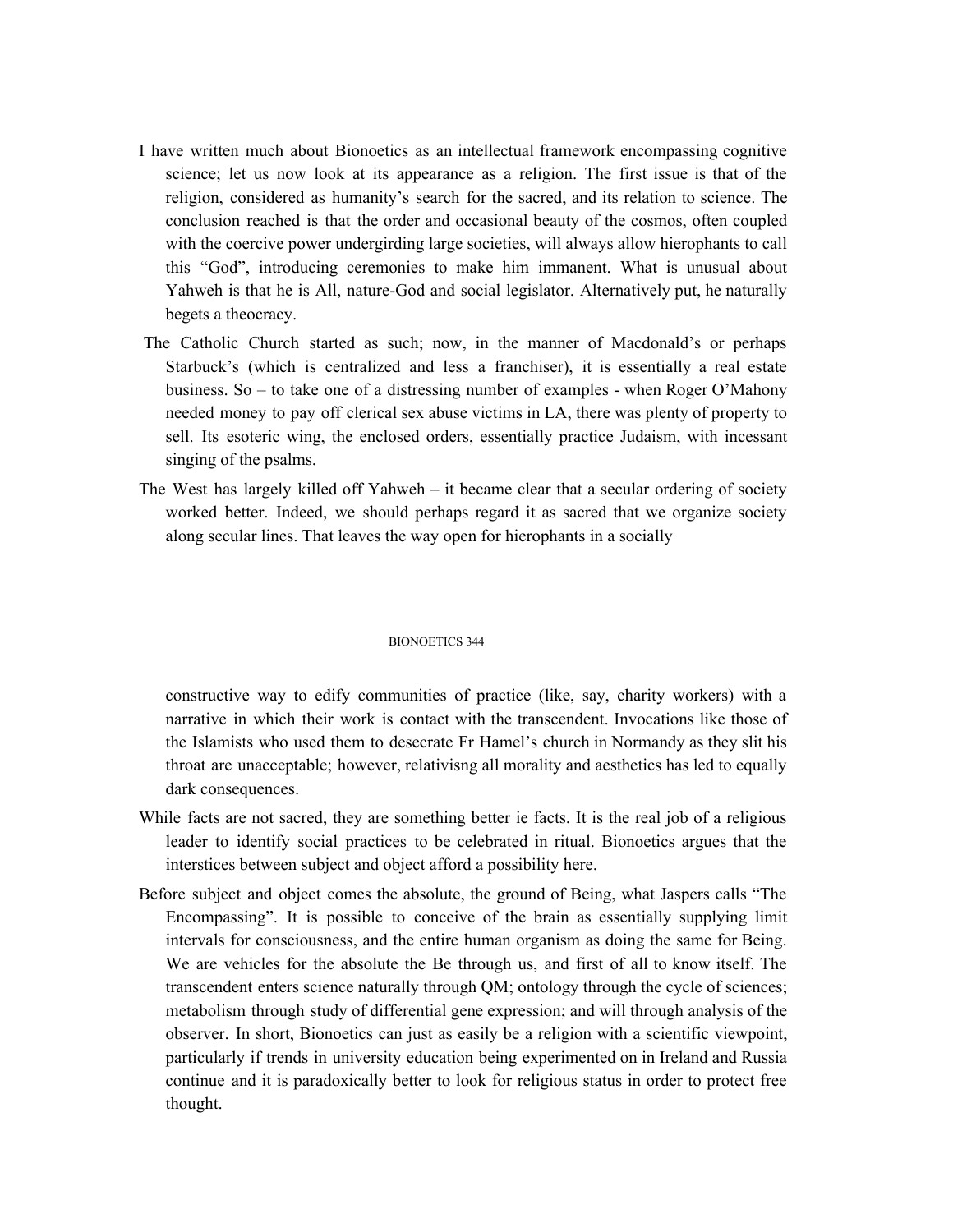I have written much about Bionoetics as an intellectual framework encompassing cognitive science; let us now look at its appearance as a religion. The first issue is that of the religion, considered as humanity's search for the sacred, and its relation to science. The conclusion reached is that the order and occasional beauty of the cosmos, often coupled with the coercive power undergirding large societies, will always allow hierophants to call this "God", introducing ceremonies to make him immanent. What is unusual about Yahweh is that he is All, nature-God and social legislator. Alternatively put, he naturally begets a theocracy.

The Catholic Church started as such; now, in the manner of Macdonald's or perhaps Starbuck's (which is centralized and less a franchiser), it is essentially a real estate business. So – to take one of a distressing number of examples - when Roger O'Mahony needed money to pay off clerical sex abuse victims in LA, there was plenty of property to sell. Its esoteric wing, the enclosed orders, essentially practice Judaism, with incessant singing of the psalms.

The West has largely killed off Yahweh – it became clear that a secular ordering of society worked better. Indeed, we should perhaps regard it as sacred that we organize society along secular lines. That leaves the way open for hierophants in a socially constructive way to edify communities of practice (like, say, charity workers) with a narrative in which their work is contact with the transcendent. Invocations like those of the Islamists who used them to desecrate Fr Hamel's church in Normandy as they slit his throat are unacceptable; however, relativisng all morality and aesthetics has led to equally dark consequences.

While facts are not sacred, they are something better ie facts. It is the real job of a religious leader to identify social practices to be celebrated in ritual. Bionoetics argues that the interstices between subject and object afford a possibility here.

Before subject and object comes the absolute, the ground of Being, what Jaspers calls "The Encompassing". It is possible to conceive of the brain as essentially supplying limit intervals for consciousness, and the entire human organism as doing the same for Being. We are vehicles for the absolute the Be through us, and first of all to know itself. The transcendent enters science naturally through QM; ontology through the cycle of sciences; metabolism through study of differential gene expression; and will through analysis of the observer. In short, Bionoetics can just as easily be a religion with a scientific viewpoint, particularly if trends in university education being experimented on in Ireland and Russia continue and it is paradoxically better to look for religious status in order to protect free thought.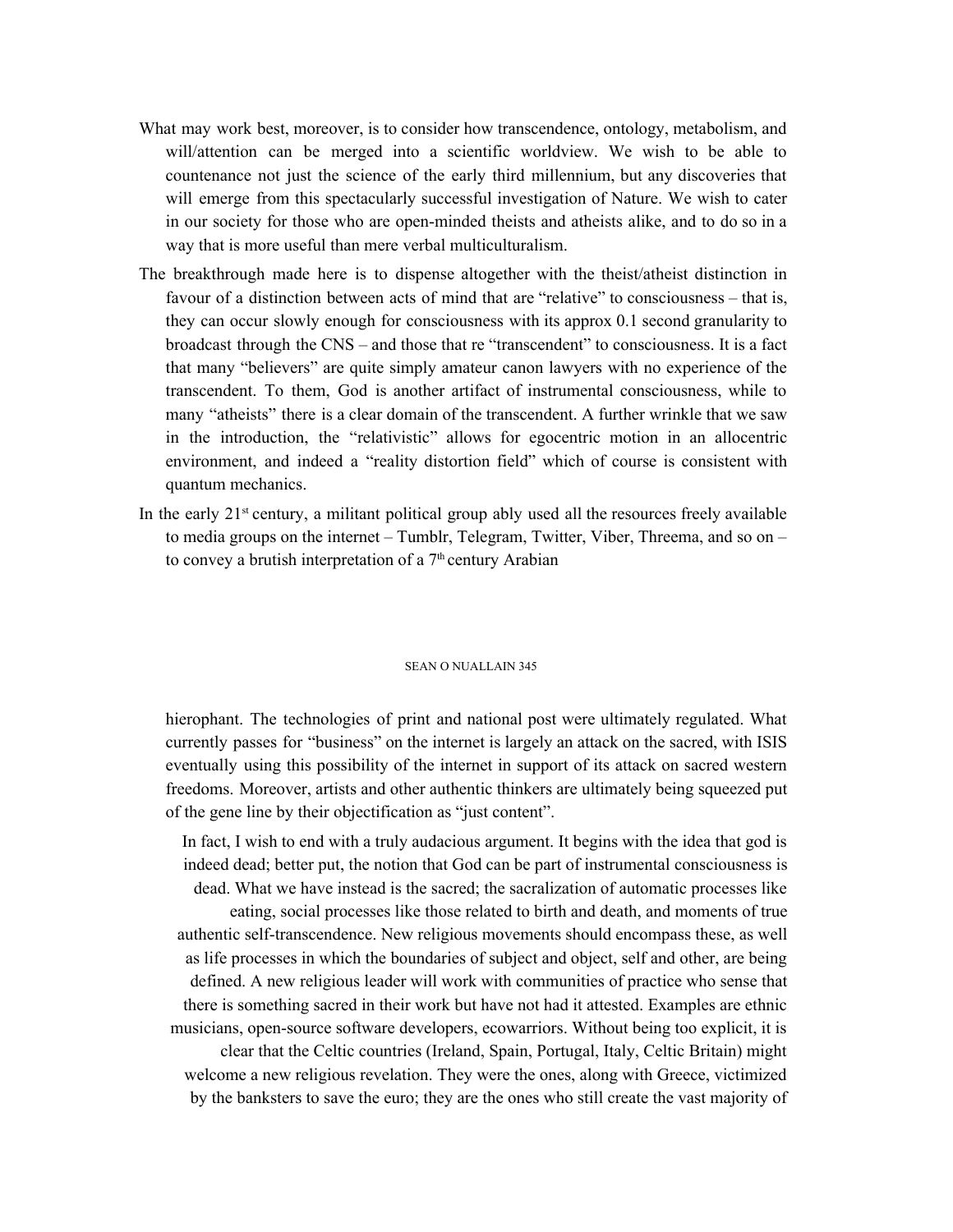What may work best, moreover, is to consider how transcendence, ontology, metabolism, and will/attention can be merged into a scientific worldview. We wish to be able to countenance not just the science of the early third millennium, but any discoveries that will emerge from this spectacularly successful investigation of Nature. We wish to cater in our society for those who are open-minded theists and atheists alike, and to do so in a way that is more useful than mere verbal multiculturalism.

The breakthrough made here is to dispense altogether with the theist/atheist distinction in favour of a distinction between acts of mind that are "relative" to consciousness – that is, they can occur slowly enough for consciousness with its approx 0.1 second granularity to broadcast through the CNS – and those that re "transcendent" to consciousness. It is a fact that many "believers" are quite simply amateur canon lawyers with no experience of the transcendent. To them, God is another artifact of instrumental consciousness, while to many "atheists" there is a clear domain of the transcendent. A further wrinkle that we saw in the introduction, the "relativistic" allows for egocentric motion in an allocentric environment, and indeed a "reality distortion field" which of course is consistent with quantum mechanics.

In the early 21st century, a militant political group ably used all the resources freely available to media groups on the internet – Tumblr, Telegram, Twitter, Viber, Threema, and so on – to convey a brutish interpretation of a 7th century Arabian hierophant. The technologies of print and national post were ultimately regulated. What currently passes for "business" on the internet is largely an attack on the sacred, with ISIS eventually using this possibility of the internet in support of its attack on sacred western freedoms. Moreover, artists and other authentic thinkers are ultimately being squeezed put of the gene line by their objectification as "just content".

In fact, I wish to end with a truly audacious argument. It begins with the idea that god is indeed dead; better put, the notion that God can be part of instrumental consciousness is dead. What we have instead is the sacred; the sacralization of automatic processes like eating, social processes like those related to birth and death, and moments of true authentic self-transcendence. New religious movements should encompass these, as well as life processes in which the boundaries of subject and object, self and other, are being defined. A new religious leader will work with communities of practice who sense that there is something sacred in their work but have not had it attested. Examples are ethnic musicians, open-source software developers, ecowarriors. Without being too explicit, it is clear that the Celtic countries (Ireland, Spain, Portugal, Italy, Celtic Britain) might welcome a new religious revelation. They were the ones, along with Greece, victimized by the banksters to save the euro; they are the ones who still create the vast majority of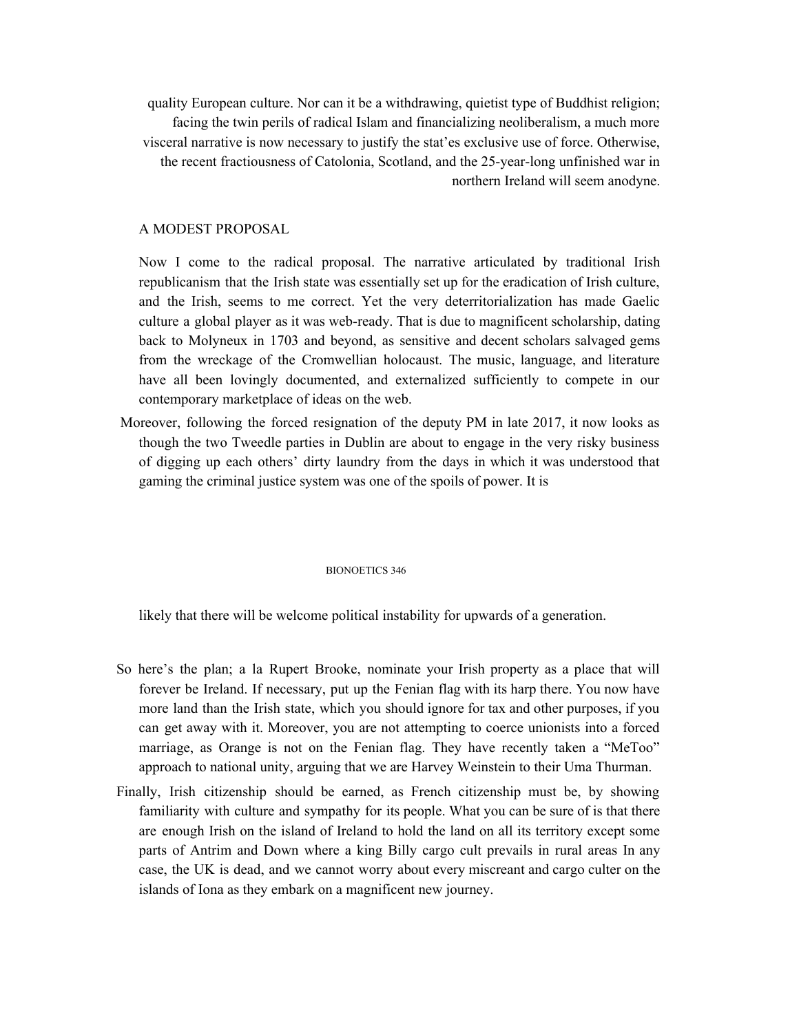quality European culture. Nor can it be a withdrawing, quietist type of Buddhist religion; facing the twin perils of radical Islam and financializing neoliberalism, a much more visceral narrative is now necessary to justify the stat'es exclusive use of force. Otherwise, the recent fractiousness of Catolonia, Scotland, and the 25-year-long unfinished war in northern Ireland will seem anodyne.

## A MODEST PROPOSAL

Now I come to the radical proposal. The narrative articulated by traditional Irish republicanism that the Irish state was essentially set up for the eradication of Irish culture, and the Irish, seems to me correct. Yet the very deterritorialization has made Gaelic culture a global player as it was web-ready. That is due to magnificent scholarship, dating back to Molyneux in 1703 and beyond, as sensitive and decent scholars salvaged gems from the wreckage of the Cromwellian holocaust. The music, language, and literature have all been lovingly documented, and externalized sufficiently to compete in our contemporary marketplace of ideas on the web.

Moreover, following the forced resignation of the deputy PM in late 2017, it now looks as though the two Tweedle parties in Dublin are about to engage in the very risky business of digging up each others' dirty laundry from the days in which it was understood that gaming the criminal justice system was one of the spoils of power. It is likely that there will be welcome political instability for upwards of a generation.

So here's the plan; a la Rupert Brooke, nominate your Irish property as a place that will forever be Ireland. If necessary, put up the Fenian flag with its harp there. You now have more land than the Irish state, which you should ignore for tax and other purposes, if you can get away with it. Moreover, you are not attempting to coerce unionists into a forced marriage, as Orange is not on the Fenian flag. They have recently taken a "MeToo" approach to national unity, arguing that we are Harvey Weinstein to their Uma Thurman.

Finally, Irish citizenship should be earned, as French citizenship must be, by showing familiarity with culture and sympathy for its people. What you can be sure of is that there are enough Irish on the island of Ireland to hold the land on all its territory except some parts of Antrim and Down where a king Billy cargo cult prevails in rural areas In any case, the UK is dead, and we cannot worry about every miscreant and cargo culter on the islands of Iona as they embark on a magnificent new journey.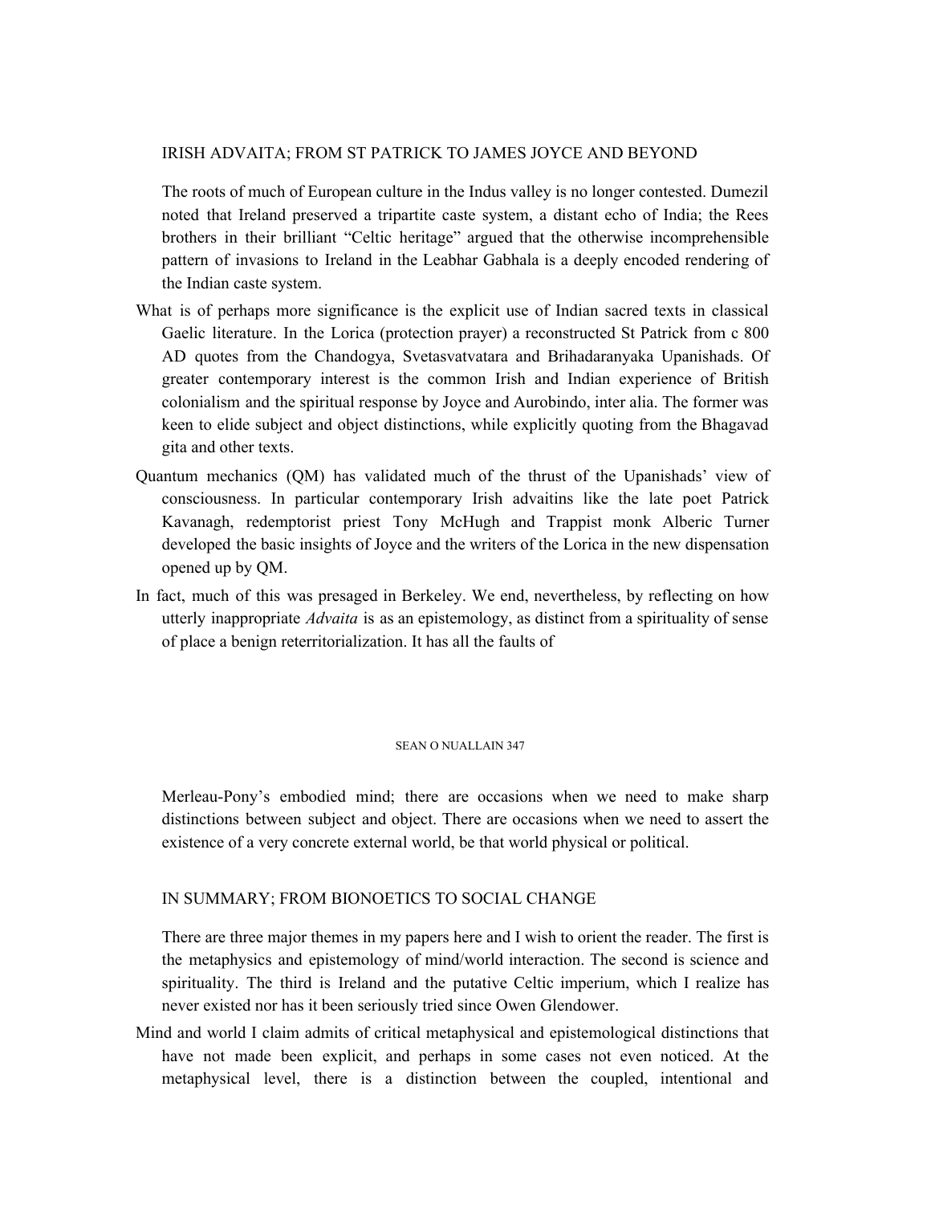## IRISH ADVAITA; FROM ST PATRICK TO JAMES JOYCE AND BEYOND

The roots of much of European culture in the Indus valley is no longer contested. Dumezil noted that Ireland preserved a tripartite caste system, a distant echo of India; the Rees brothers in their brilliant "Celtic heritage" argued that the otherwise incomprehensible pattern of invasions to Ireland in the Leabhar Gabhala is a deeply encoded rendering of the Indian caste system.

What is of perhaps more significance is the explicit use of Indian sacred texts in classical Gaelic literature. In the Lorica (protection prayer) a reconstructed St Patrick from c 800 AD quotes from the Chandogya, Svetasvatvatara and Brihadaranyaka Upanishads. Of greater contemporary interest is the common Irish and Indian experience of British colonialism and the spiritual response by Joyce and Aurobindo, inter alia. The former was keen to elide subject and object distinctions, while explicitly quoting from the Bhagavad gita and other texts.

Quantum mechanics (QM) has validated much of the thrust of the Upanishads' view of consciousness. In particular contemporary Irish advaitins like the late poet Patrick Kavanagh, redemptorist priest Tony McHugh and Trappist monk Alberic Turner developed the basic insights of Joyce and the writers of the Lorica in the new dispensation opened up by QM.

In fact, much of this was presaged in Berkeley. We end, nevertheless, by reflecting on how utterly inappropriate *Advaita* is as an epistemology, as distinct from a spirituality of sense of place a benign reterritorialization. It has all the faults of Merleau-Pony's embodied mind; there are occasions when we need to make sharp distinctions between subject and object. There are occasions when we need to assert the existence of a very concrete external world, be that world physical or political.

## IN SUMMARY; FROM BIONOETICS TO SOCIAL CHANGE

There are three major themes in my papers here and I wish to orient the reader. The first is the metaphysics and epistemology of mind/world interaction. The second is science and spirituality. The third is Ireland and the putative Celtic imperium, which I realize has never existed nor has it been seriously tried since Owen Glendower.

Mind and world I claim admits of critical metaphysical and epistemological distinctions that have not made been explicit, and perhaps in some cases not even noticed. At the metaphysical level, there is a distinction between the coupled, intentional and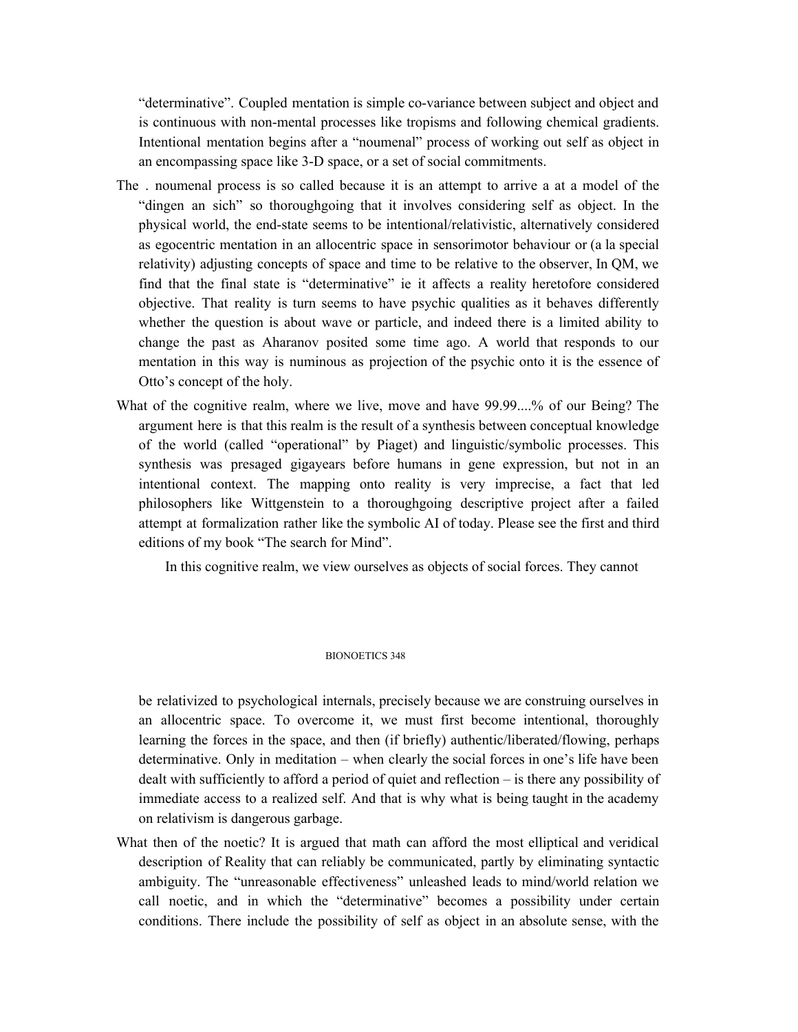"determinative". Coupled mentation is simple co-variance between subject and object and is continuous with non-mental processes like tropisms and following chemical gradients. Intentional mentation begins after a "noumenal" process of working out self as object in an encompassing space like 3-D space, or a set of social commitments.

The . noumenal process is so called because it is an attempt to arrive a at a model of the "dingen an sich" so thoroughgoing that it involves considering self as object. In the physical world, the end-state seems to be intentional/relativistic, alternatively considered as egocentric mentation in an allocentric space in sensorimotor behaviour or (a la special relativity) adjusting concepts of space and time to be relative to the observer, In QM, we find that the final state is "determinative" ie it affects a reality heretofore considered objective. That reality is turn seems to have psychic qualities as it behaves differently whether the question is about wave or particle, and indeed there is a limited ability to change the past as Aharanov posited some time ago. A world that responds to our mentation in this way is numinous as projection of the psychic onto it is the essence of Otto's concept of the holy.

What of the cognitive realm, where we live, move and have 99.99....% of our Being? The argument here is that this realm is the result of a synthesis between conceptual knowledge of the world (called "operational" by Piaget) and linguistic/symbolic processes. This synthesis was presaged gigayears before humans in gene expression, but not in an intentional context. The mapping onto reality is very imprecise, a fact that led philosophers like Wittgenstein to a thoroughgoing descriptive project after a failed attempt at formalization rather like the symbolic AI of today. Please see the first and third editions of my book "The search for Mind".

In this cognitive realm, we view ourselves as objects of social forces. They cannot be relativized to psychological internals, precisely because we are construing ourselves in an allocentric space. To overcome it, we must first become intentional, thoroughly learning the forces in the space, and then (if briefly) authentic/liberated/flowing, perhaps determinative. Only in meditation – when clearly the social forces in one's life have been dealt with sufficiently to afford a period of quiet and reflection – is there any possibility of immediate access to a realized self. And that is why what is being taught in the academy on relativism is dangerous garbage.

What then of the noetic? It is argued that math can afford the most elliptical and veridical description of Reality that can reliably be communicated, partly by eliminating syntactic ambiguity. The "unreasonable effectiveness" unleashed leads to mind/world relation we call noetic, and in which the "determinative" becomes a possibility under certain conditions. There include the possibility of self as object in an absolute sense, with the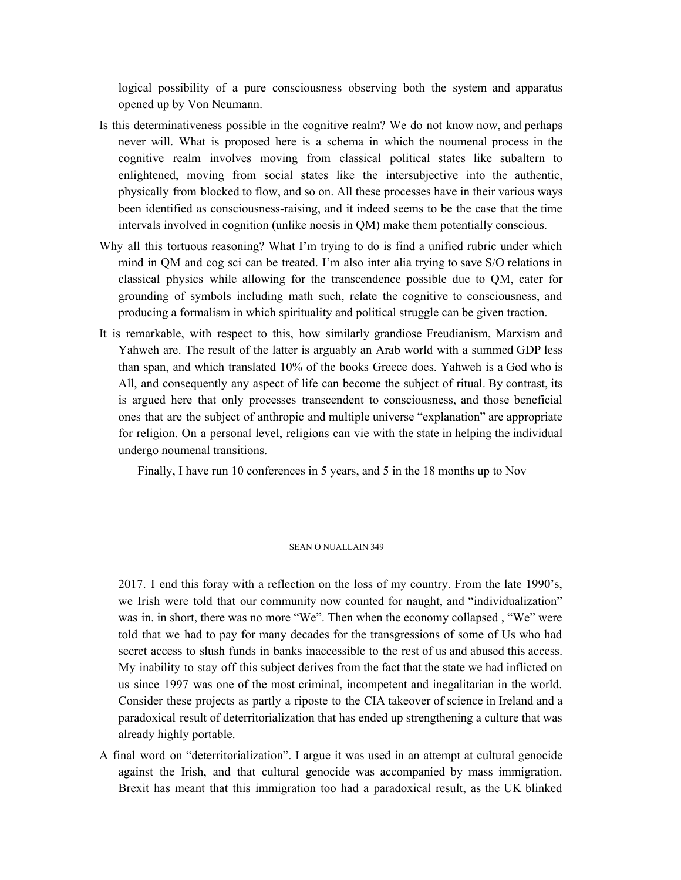logical possibility of a pure consciousness observing both the system and apparatus opened up by Von Neumann.

Is this determinativeness possible in the cognitive realm? We do not know now, and perhaps never will. What is proposed here is a schema in which the noumenal process in the cognitive realm involves moving from classical political states like subaltern to enlightened, moving from social states like the intersubjective into the authentic, physically from blocked to flow, and so on. All these processes have in their various ways been identified as consciousness-raising, and it indeed seems to be the case that the time intervals involved in cognition (unlike noesis in QM) make them potentially conscious.

Why all this tortuous reasoning? What I'm trying to do is find a unified rubric under which mind in QM and cog sci can be treated. I'm also inter alia trying to save S/O relations in classical physics while allowing for the transcendence possible due to QM, cater for grounding of symbols including math such, relate the cognitive to consciousness, and producing a formalism in which spirituality and political struggle can be given traction.

It is remarkable, with respect to this, how similarly grandiose Freudianism, Marxism and Yahweh are. The result of the latter is arguably an Arab world with a summed GDP less than span, and which translated 10% of the books Greece does. Yahweh is a God who is All, and consequently any aspect of life can become the subject of ritual. By contrast, its is argued here that only processes transcendent to consciousness, and those beneficial ones that are the subject of anthropic and multiple universe "explanation" are appropriate for religion. On a personal level, religions can vie with the state in helping the individual undergo noumenal transitions.

Finally, I have run 10 conferences in 5 years, and 5 in the 18 months up to Nov 2017. I end this foray with a reflection on the loss of my country. From the late 1990's, we Irish were told that our community now counted for naught, and "individualization" was in. in short, there was no more "We". Then when the economy collapsed , "We" were told that we had to pay for many decades for the transgressions of some of Us who had secret access to slush funds in banks inaccessible to the rest of us and abused this access. My inability to stay off this subject derives from the fact that the state we had inflicted on us since 1997 was one of the most criminal, incompetent and inegalitarian in the world. Consider these projects as partly a riposte to the CIA takeover of science in Ireland and a paradoxical result of deterritorialization that has ended up strengthening a culture that was already highly portable.

A final word on "deterritorialization". I argue it was used in an attempt at cultural genocide against the Irish, and that cultural genocide was accompanied by mass immigration. Brexit has meant that this immigration too had a paradoxical result, as the UK blinked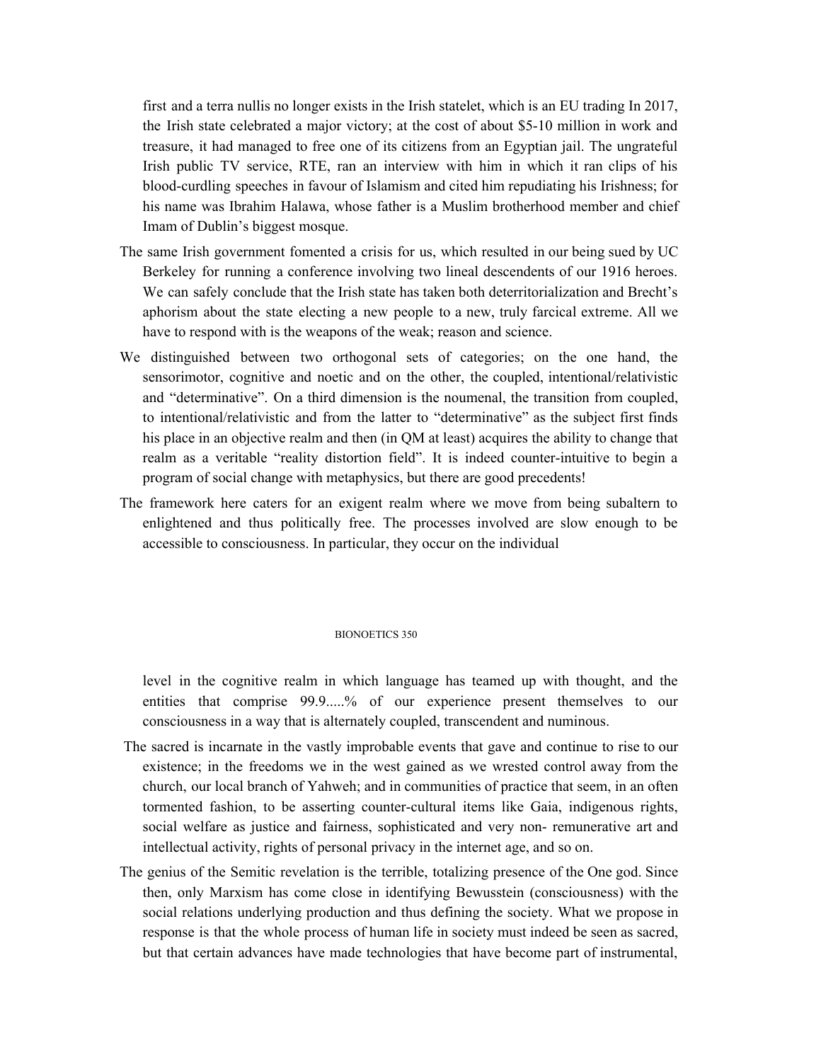first and a terra nullis no longer exists in the Irish statelet, which is an EU trading In 2017, the Irish state celebrated a major victory; at the cost of about $5-10 million in work and treasure, it had managed to free one of its citizens from an Egyptian jail. The ungrateful Irish public TV service, RTE, ran an interview with him in which it ran clips of his blood-curdling speeches in favour of Islamism and cited him repudiating his Irishness; for his name was Ibrahim Halawa, whose father is a Muslim brotherhood member and chief Imam of Dublin's biggest mosque.

The same Irish government fomented a crisis for us, which resulted in our being sued by UC Berkeley for running a conference involving two lineal descendents of our 1916 heroes. We can safely conclude that the Irish state has taken both deterritorialization and Brecht's aphorism about the state electing a new people to a new, truly farcical extreme. All we have to respond with is the weapons of the weak; reason and science.

We distinguished between two orthogonal sets of categories; on the one hand, the sensorimotor, cognitive and noetic and on the other, the coupled, intentional/relativistic and "determinative". On a third dimension is the noumenal, the transition from coupled, to intentional/relativistic and from the latter to "determinative" as the subject first finds his place in an objective realm and then (in QM at least) acquires the ability to change that realm as a veritable "reality distortion field". It is indeed counter-intuitive to begin a program of social change with metaphysics, but there are good precedents!

The framework here caters for an exigent realm where we move from being subaltern to enlightened and thus politically free. The processes involved are slow enough to be accessible to consciousness. In particular, they occur on the individual level in the cognitive realm in which language has teamed up with thought, and the entities that comprise 99.9.....% of our experience present themselves to our consciousness in a way that is alternately coupled, transcendent and numinous.

The sacred is incarnate in the vastly improbable events that gave and continue to rise to our existence; in the freedoms we in the west gained as we wrested control away from the church, our local branch of Yahweh; and in communities of practice that seem, in an often tormented fashion, to be asserting counter-cultural items like Gaia, indigenous rights, social welfare as justice and fairness, sophisticated and very non- remunerative art and intellectual activity, rights of personal privacy in the internet age, and so on.

The genius of the Semitic revelation is the terrible, totalizing presence of the One god. Since then, only Marxism has come close in identifying Bewusstein (consciousness) with the social relations underlying production and thus defining the society. What we propose in response is that the whole process of human life in society must indeed be seen as sacred, but that certain advances have made technologies that have become part of instrumental,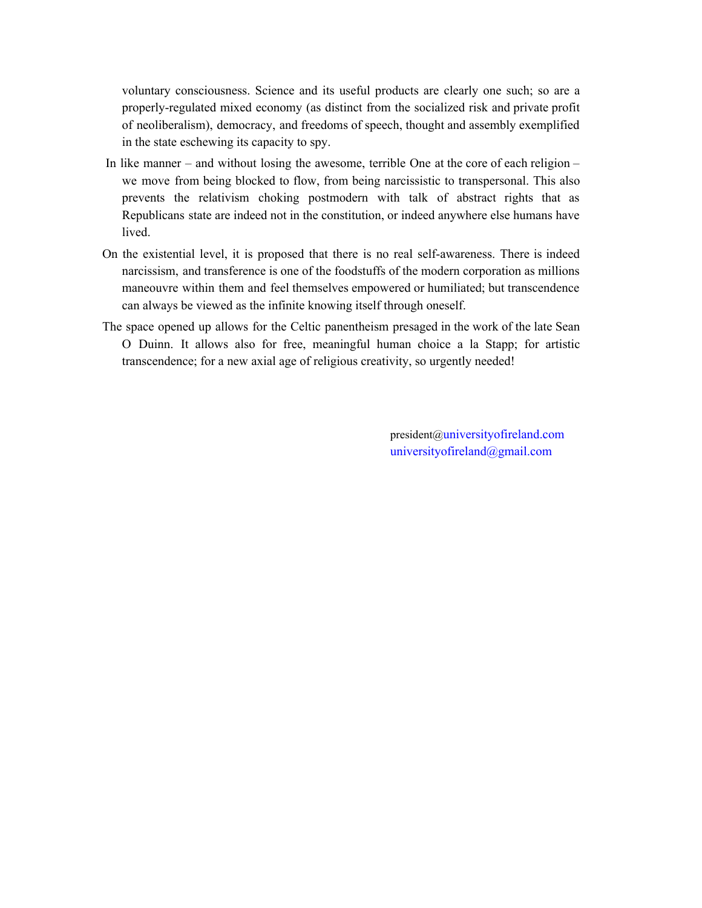voluntary consciousness. Science and its useful products are clearly one such; so are a properly-regulated mixed economy (as distinct from the socialized risk and private profit of neoliberalism), democracy, and freedoms of speech, thought and assembly exemplified in the state eschewing its capacity to spy.

In like manner – and without losing the awesome, terrible One at the core of each religion – we move from being blocked to flow, from being narcissistic to transpersonal. This also prevents the relativism choking postmodern with talk of abstract rights that as Republicans state are indeed not in the constitution, or indeed anywhere else humans have lived.

On the existential level, it is proposed that there is no real self-awareness. There is indeed narcissism, and transference is one of the foodstuffs of the modern corporation as millions maneouvre within them and feel themselves empowered or humiliated; but transcendence can always be viewed as the infinite knowing itself through oneself.

The space opened up allows for the Celtic panentheism presaged in the work of the late Sean O Duinn. It allows also for free, meaningful human choice a la Stapp; for artistic transcendence; for a new axial age of religious creativity, so urgently needed!

president@universityofireland.com
universityofireland@gmail.com